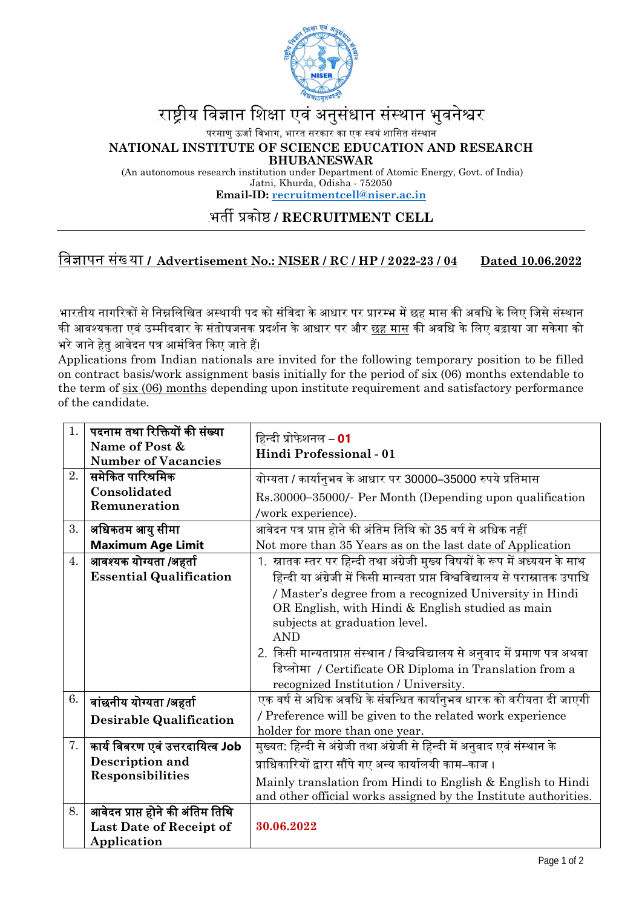# राष्ट्रीय विज्ञान शिक्षा एवं अनुसंधान संस्थान भुवनेश्वर

परमाणु ऊर्जा विभाग, भारत सरकार का एक स्वयं शासित संस्थान

**NATIONAL INSTITUTE OF SCIENCE EDUCATION AND RESEARCH BHUBANESWAR**

(An autonomous research institution under Department of Atomic Energy, Govt. of India)
Jatni, Khurda, Odisha - 752050
**Email-ID: recruitmentcell@niser.ac.in**

## भर्ती प्रकोष्ठ / RECRUITMENT CELL

**विज्ञापन संख्या / Advertisement No.: NISER / RC / HP / 2022-23 / 04** **Dated 10.06.2022**

भारतीय नागरिकों से निम्नलिखित अस्थायी पद को संविदा के आधार पर प्रारम्भ में छह मास की अवधि के लिए जिसे संस्थान की आवश्यकता एवं उम्मीदवार के संतोषजनक प्रदर्शन के आधार पर और छह मास की अवधि के लिए बढ़ाया जा सकेगा को भरे जाने हेतु आवेदन पत्र आमंत्रित किए जाते हैं।

Applications from Indian nationals are invited for the following temporary position to be filled on contract basis/work assignment basis initially for the period of six (06) months extendable to the term of six (06) months depending upon institute requirement and satisfactory performance of the candidate.

| | | |
|---|---|---|
| 1. | **पदनाम तथा रिक्तियों की संख्या Name of Post & Number of Vacancies** | हिन्दी प्रोफेशनल – **01** **Hindi Professional - 01** |
| 2. | **समेकित पारिश्रमिक Consolidated Remuneration** | योग्यता / कार्यानुभव के आधार पर 30000–35000 रुपये प्रतिमास Rs.30000–35000/- Per Month (Depending upon qualification /work experience). |
| 3. | **अधिकतम आयु सीमा Maximum Age Limit** | आवेदन पत्र प्राप्त होने की अंतिम तिथि को 35 वर्ष से अधिक नहीं Not more than 35 Years as on the last date of Application |
| 4. | **आवश्यक योग्यता /अहर्ता Essential Qualification** | 1. स्नातक स्तर पर हिन्दी तथा अंग्रेजी मुख्य विषयों के रूप में अध्ययन के साथ हिन्दी या अंग्रेजी में किसी मान्यता प्राप्त विश्वविद्यालय से परास्नातक उपाधि / Master's degree from a recognized University in Hindi OR English, with Hindi & English studied as main subjects at graduation level. AND 2. किसी मान्यताप्राप्त संस्थान / विश्वविद्यालय से अनुवाद में प्रमाण पत्र अथवा डिप्लोमा / Certificate OR Diploma in Translation from a recognized Institution / University. |
| 6. | **वांछनीय योग्यता /अहर्ता Desirable Qualification** | एक वर्ष से अधिक अवधि के संबन्धित कार्यानुभव धारक को वरीयता दी जाएगी / Preference will be given to the related work experience holder for more than one year. |
| 7. | **कार्य विवरण एवं उत्तरदायित्व Job Description and Responsibilities** | मुख्यत: हिन्दी से अंग्रेजी तथा अंग्रेजी से हिन्दी में अनुवाद एवं संस्थान के प्राधिकारियों द्वारा सौंपे गए अन्य कार्यालयी काम–काज । Mainly translation from Hindi to English & English to Hindi and other official works assigned by the Institute authorities. |
| 8. | **आवेदन प्राप्त होने की अंतिम तिथि Last Date of Receipt of Application** | **30.06.2022** |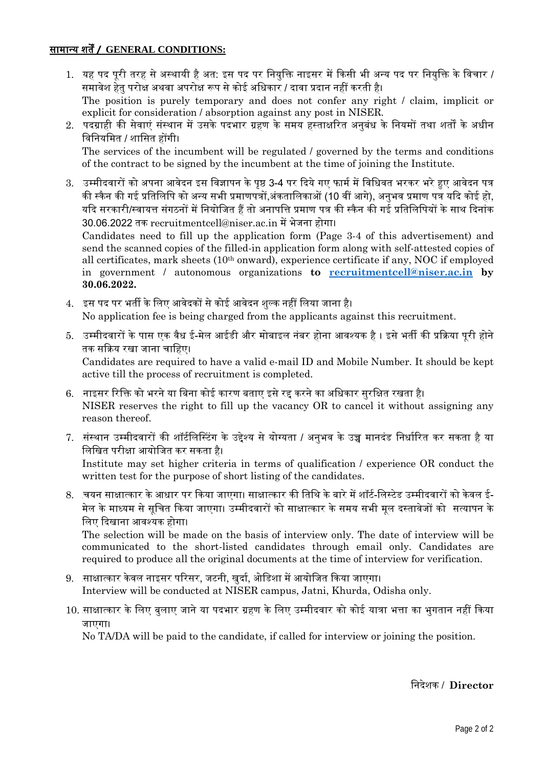## **सामान्य शर्तें / GENERAL CONDITIONS:**

1. यह पद पूरी तरह से अस्थायी है अत: इस पद पर नियुक्ति नाइसर में किसी भी अन्य पद पर नियुक्ति के विचार / समावेश हेतु परोक्ष अथवा अपरोक्ष रूप से कोई अधिकार / दावा प्रदान नहीं करती है।
   The position is purely temporary and does not confer any right / claim, implicit or explicit for consideration / absorption against any post in NISER.
2. पदग्राही की सेवाएं संस्थान में उसके पदभार ग्रहण के समय हस्ताक्षरित अनुबंध के नियमों तथा शर्तों के अधीन विनियमित / शासित होंगी।
   The services of the incumbent will be regulated / governed by the terms and conditions of the contract to be signed by the incumbent at the time of joining the Institute.
3. उम्मीदवारों को अपना आवेदन इस विज्ञापन के पृष्ठ 3-4 पर दिये गए फार्म में विधिवत भरकर भरे हुए आवेदन पत्र की स्कैन की गई प्रतिलिपि को अन्य सभी प्रमाणपत्रों,अंकतालिकाओं (10 वीं आगे), अनुभव प्रमाण पत्र यदि कोई हो, यदि सरकारी/स्वायत्त संगठनों में नियोजित हैं तो अनापत्ति प्रमाण पत्र की स्कैन की गई प्रतिलिपियों के साथ दिनांक 30.06.2022 तक recruitmentcell@niser.ac.in में भेजना होगा।
   Candidates need to fill up the application form (Page 3-4 of this advertisement) and send the scanned copies of the filled-in application form along with self-attested copies of all certificates, mark sheets (10th onward), experience certificate if any, NOC if employed in government / autonomous organizations **to recruitmentcell@niser.ac.in by 30.06.2022.**
4. इस पद पर भर्ती के लिए आवेदकों से कोई आवेदन शुल्क नहीं लिया जाना है।
   No application fee is being charged from the applicants against this recruitment.
5. उम्मीदवारों के पास एक वैध ई-मेल आईडी और मोबाइल नंबर होना आवश्यक है । इसे भर्ती की प्रक्रिया पूरी होने तक सक्रिय रखा जाना चाहिए।
   Candidates are required to have a valid e-mail ID and Mobile Number. It should be kept active till the process of recruitment is completed.
6. नाइसर रिक्ति को भरने या बिना कोई कारण बताए इसे रद्द करने का अधिकार सुरक्षित रखता है।
   NISER reserves the right to fill up the vacancy OR to cancel it without assigning any reason thereof.
7. संस्थान उम्मीदवारों की शॉर्टलिस्टिंग के उद्देश्य से योग्यता / अनुभव के उच्च मानदंड निर्धारित कर सकता है या लिखित परीक्षा आयोजित कर सकता है।
   Institute may set higher criteria in terms of qualification / experience OR conduct the written test for the purpose of short listing of the candidates.
8. चयन साक्षात्कार के आधार पर किया जाएगा। साक्षात्कार की तिथि के बारे में शॉर्ट-लिस्टेड उम्मीदवारों को केवल ई-मेल के माध्यम से सूचित किया जाएगा। उम्मीदवारों को साक्षात्कार के समय सभी मूल दस्तावेजों को सत्यापन के लिए दिखाना आवश्यक होगा।
   The selection will be made on the basis of interview only. The date of interview will be communicated to the short-listed candidates through email only. Candidates are required to produce all the original documents at the time of interview for verification.
9. साक्षात्कार केवल नाइसर परिसर, जटनी, खुर्दा, ओडिशा में आयोजित किया जाएगा।
   Interview will be conducted at NISER campus, Jatni, Khurda, Odisha only.
10. साक्षात्कार के लिए बुलाए जाने या पदभार ग्रहण के लिए उम्मीदवार को कोई यात्रा भत्ता का भुगतान नहीं किया जाएगा।
    No TA/DA will be paid to the candidate, if called for interview or joining the position.

निदेशक / **Director**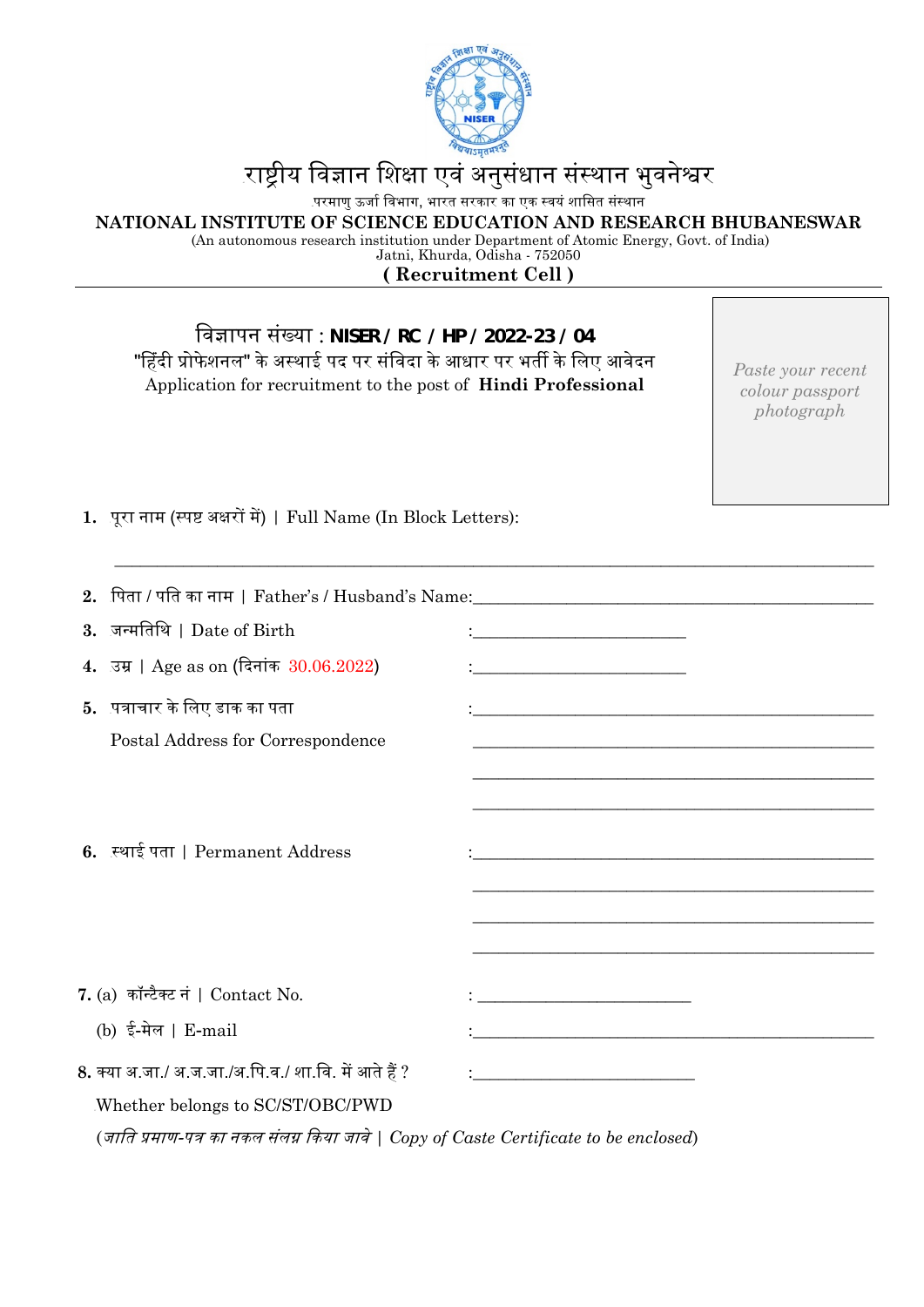# राष्ट्रीय विज्ञान शिक्षा एवं अनुसंधान संस्थान भुवनेश्वर

परमाणु ऊर्जा विभाग, भारत सरकार का एक स्वयं शासित संस्थान

**NATIONAL INSTITUTE OF SCIENCE EDUCATION AND RESEARCH BHUBANESWAR**

(An autonomous research institution under Department of Atomic Energy, Govt. of India)

Jatni, Khurda, Odisha - 752050

**( Recruitment Cell )**

---

विज्ञापन संख्या : **NISER / RC / HP / 2022-23 / 04**

"हिंदी प्रोफेशनल" के अस्थाई पद पर संविदा के आधार पर भर्ती के लिए आवेदन

Application for recruitment to the post of **Hindi Professional**

*Paste your recent colour passport photograph*

1. पूरा नाम (स्पष्ट अक्षरों में) | Full Name (In Block Letters):

_______________________________________________

2. पिता / पति का नाम | Father's / Husband's Name:_______________________________

3. जन्मतिथि | Date of Birth :_______________________

4. उम्र | Age as on (दिनांक 30.06.2022) :_______________________

5. पत्राचार के लिए डाक का पता
   Postal Address for Correspondence :_______________________________

   _______________________________

   _______________________________

   _______________________________

6. स्थाई पता | Permanent Address :_______________________________

   _______________________________

   _______________________________

   _______________________________

7. (a) कॉन्टैक्ट नं | Contact No. : _______________________

   (b) ई-मेल | E-mail :_______________________________

8. क्या अ.जा./ अ.ज.जा./अ.पि.व./ शा.वि. में आते हैं ? :_______________________

   Whether belongs to SC/ST/OBC/PWD

   (*जाति प्रमाण-पत्र का नकल संलग्न किया जावे | Copy of Caste Certificate to be enclosed*)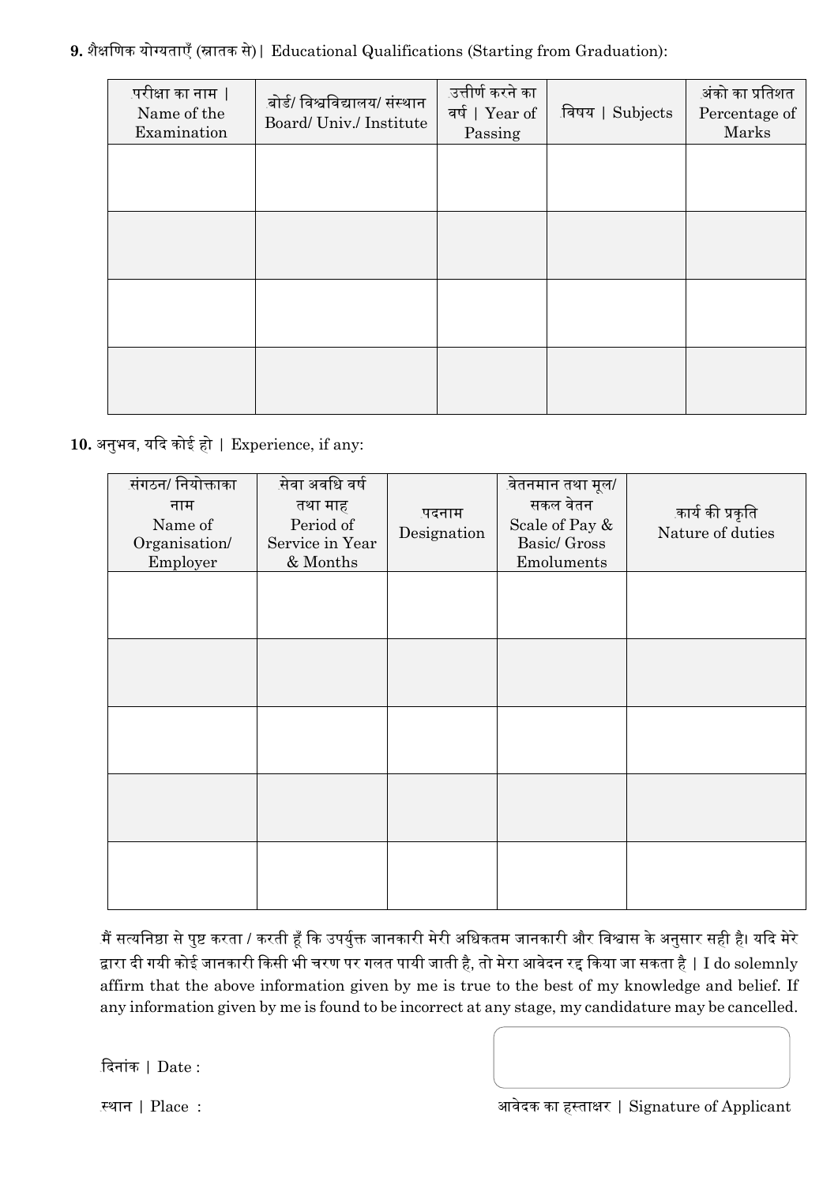**9.** शैक्षणिक योग्यताएँ (स्नातक से) | Educational Qualifications (Starting from Graduation):

| परीक्षा का नाम \| Name of the Examination | बोर्ड/ विश्वविद्यालय/ संस्थान Board/ Univ./ Institute | उत्तीर्ण करने का वर्ष \| Year of Passing | विषय \| Subjects | अंको का प्रतिशत Percentage of Marks |
|---|---|---|---|---|
| | | | | |
| | | | | |
| | | | | |
| | | | | |

**10.** अनुभव, यदि कोई हो | Experience, if any:

| संगठन/ नियोक्ताका नाम Name of Organisation/ Employer | सेवा अवधि वर्ष तथा माह Period of Service in Year & Months | पदनाम Designation | वेतनमान तथा मूल/ सकल वेतन Scale of Pay & Basic/ Gross Emoluments | कार्य की प्रकृति Nature of duties |
|---|---|---|---|---|
| | | | | |
| | | | | |
| | | | | |
| | | | | |
| | | | | |

मैं सत्यनिष्ठा से पुष्ट करता / करती हूँ कि उपर्युक्त जानकारी मेरी अधिकतम जानकारी और विश्वास के अनुसार सही है। यदि मेरे द्वारा दी गयी कोई जानकारी किसी भी चरण पर गलत पायी जाती है, तो मेरा आवेदन रद्द किया जा सकता है | I do solemnly affirm that the above information given by me is true to the best of my knowledge and belief. If any information given by me is found to be incorrect at any stage, my candidature may be cancelled.

दिनांक | Date :

स्थान | Place :

आवेदक का हस्ताक्षर | Signature of Applicant